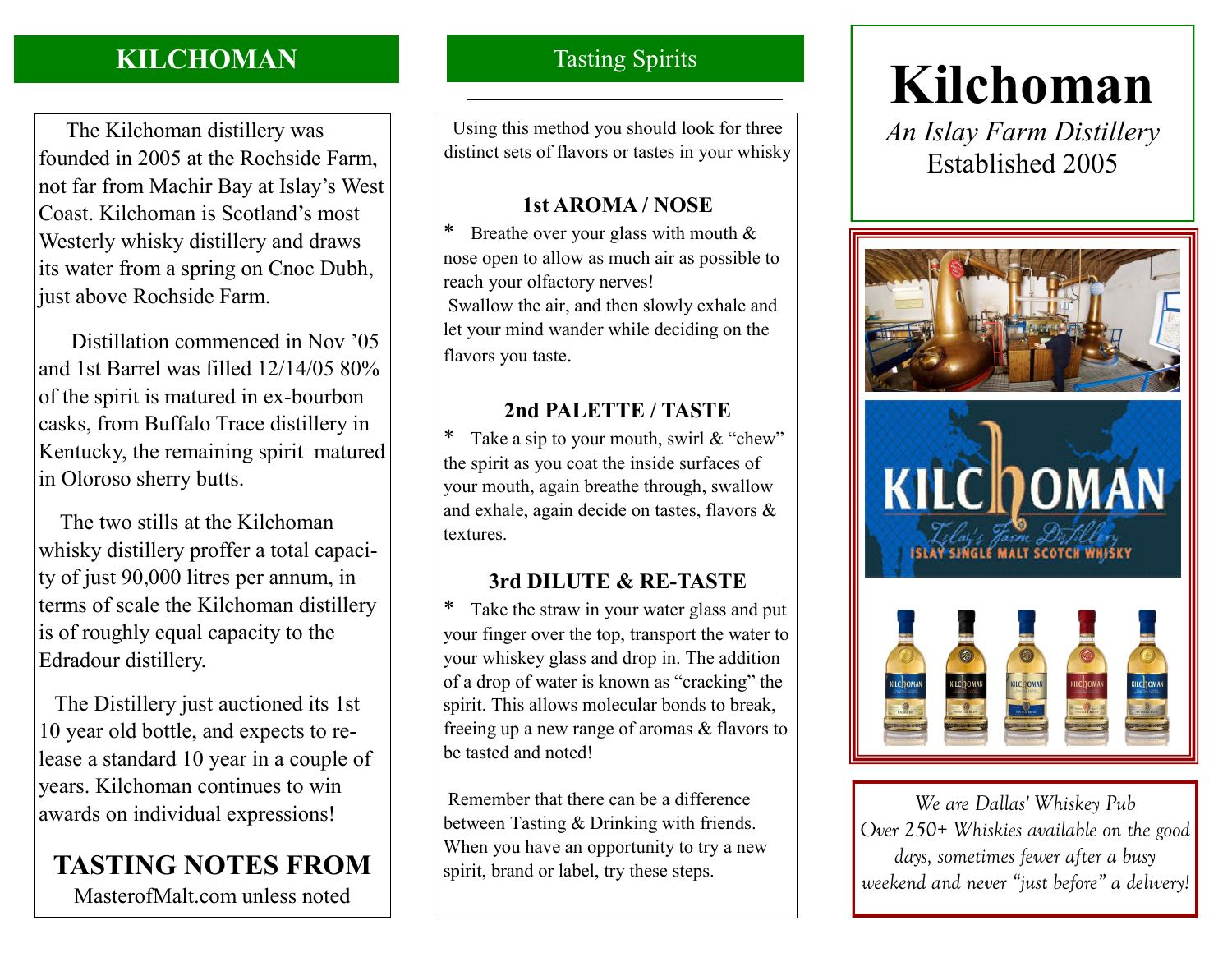## KILCHOMAN

The Kilchoman distillery was founded in 2005 at the Rochside Farm, not far from Machir Bay at Islay's West Coast. Kilchoman is Scotland's most Westerly whisky distillery and draws its water from a spring on Cnoc Dubh, just above Rochside Farm.

Distillation commenced in Nov '05 and 1st Barrel was filled 12/14/05 80% of the spirit is matured in ex-bourbon casks, from Buffalo Trace distillery in Kentucky, the remaining spirit matured in Oloroso sherry butts.

The two stills at the Kilchoman whisky distillery proffer a total capacity of just 90,000 litres per annum, in terms of scale the Kilchoman distillery is of roughly equal capacity to the Edradour distillery.

The Distillery just auctioned its 1st 10 year old bottle, and expects to release a standard 10 year in a couple of years. Kilchoman continues to win awards on individual expressions!

**TASTING NOTES FROM**
MasterofMalt.com unless noted

## Tasting Spirits

Using this method you should look for three distinct sets of flavors or tastes in your whisky

### 1st AROMA / NOSE

* Breathe over your glass with mouth & nose open to allow as much air as possible to reach your olfactory nerves!
Swallow the air, and then slowly exhale and let your mind wander while deciding on the flavors you taste.

### 2nd PALETTE / TASTE

* Take a sip to your mouth, swirl & "chew" the spirit as you coat the inside surfaces of your mouth, again breathe through, swallow and exhale, again decide on tastes, flavors & textures.

### 3rd DILUTE & RE-TASTE

* Take the straw in your water glass and put your finger over the top, transport the water to your whiskey glass and drop in. The addition of a drop of water is known as "cracking" the spirit. This allows molecular bonds to break, freeing up a new range of aromas & flavors to be tasted and noted!

Remember that there can be a difference between Tasting & Drinking with friends. When you have an opportunity to try a new spirit, brand or label, try these steps.

# Kilchoman

*An Islay Farm Distillery*
Established 2005

KILCHOMAN
Islay's Farm Distillery
ISLAY SINGLE MALT SCOTCH WHISKY

*We are Dallas' Whiskey Pub*
*Over 250+ Whiskies available on the good days, sometimes fewer after a busy weekend and never "just before" a delivery!*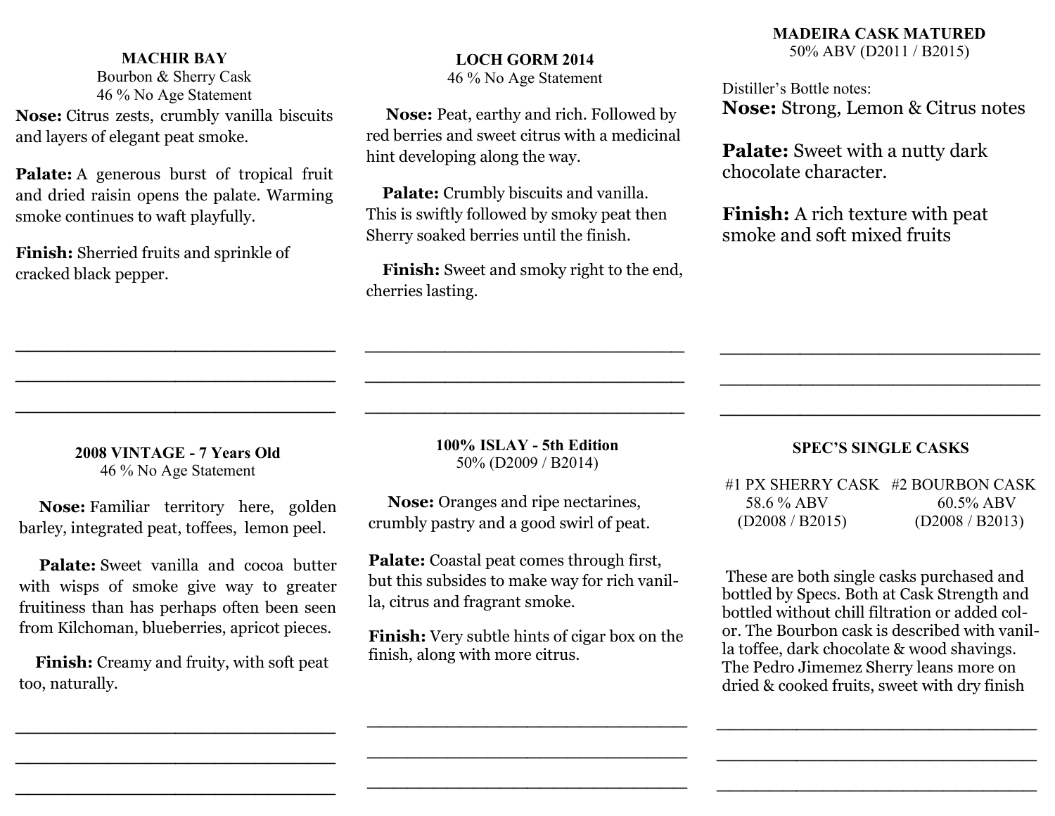### MACHIR BAY

Bourbon & Sherry Cask
46 % No Age Statement

**Nose:** Citrus zests, crumbly vanilla biscuits and layers of elegant peat smoke.

**Palate:** A generous burst of tropical fruit and dried raisin opens the palate. Warming smoke continues to waft playfully.

**Finish:** Sherried fruits and sprinkle of cracked black pepper.

___________________________________

___________________________________

___________________________________

### LOCH GORM 2014

46 % No Age Statement

**Nose:** Peat, earthy and rich. Followed by red berries and sweet citrus with a medicinal hint developing along the way.

**Palate:** Crumbly biscuits and vanilla. This is swiftly followed by smoky peat then Sherry soaked berries until the finish.

**Finish:** Sweet and smoky right to the end, cherries lasting.

___________________________________

___________________________________

___________________________________

### MADEIRA CASK MATURED

50% ABV (D2011 / B2015)

Distiller's Bottle notes:

**Nose:** Strong, Lemon & Citrus notes

**Palate:** Sweet with a nutty dark chocolate character.

**Finish:** A rich texture with peat smoke and soft mixed fruits

___________________________________

___________________________________

___________________________________

### 2008 VINTAGE - 7 Years Old

46 % No Age Statement

**Nose:** Familiar territory here, golden barley, integrated peat, toffees, lemon peel.

**Palate:** Sweet vanilla and cocoa butter with wisps of smoke give way to greater fruitiness than has perhaps often been seen from Kilchoman, blueberries, apricot pieces.

**Finish:** Creamy and fruity, with soft peat too, naturally.

___________________________________

___________________________________

___________________________________

### 100% ISLAY - 5th Edition

50% (D2009 / B2014)

**Nose:** Oranges and ripe nectarines, crumbly pastry and a good swirl of peat.

**Palate:** Coastal peat comes through first, but this subsides to make way for rich vanilla, citrus and fragrant smoke.

**Finish:** Very subtle hints of cigar box on the finish, along with more citrus.

___________________________________

___________________________________

___________________________________

### SPEC'S SINGLE CASKS

| #1 PX SHERRY CASK | #2 BOURBON CASK |
|---|---|
| 58.6 % ABV | 60.5% ABV |
| (D2008 / B2015) | (D2008 / B2013) |

These are both single casks purchased and bottled by Specs. Both at Cask Strength and bottled without chill filtration or added color. The Bourbon cask is described with vanilla toffee, dark chocolate & wood shavings. The Pedro Jimemez Sherry leans more on dried & cooked fruits, sweet with dry finish

___________________________________

___________________________________

___________________________________